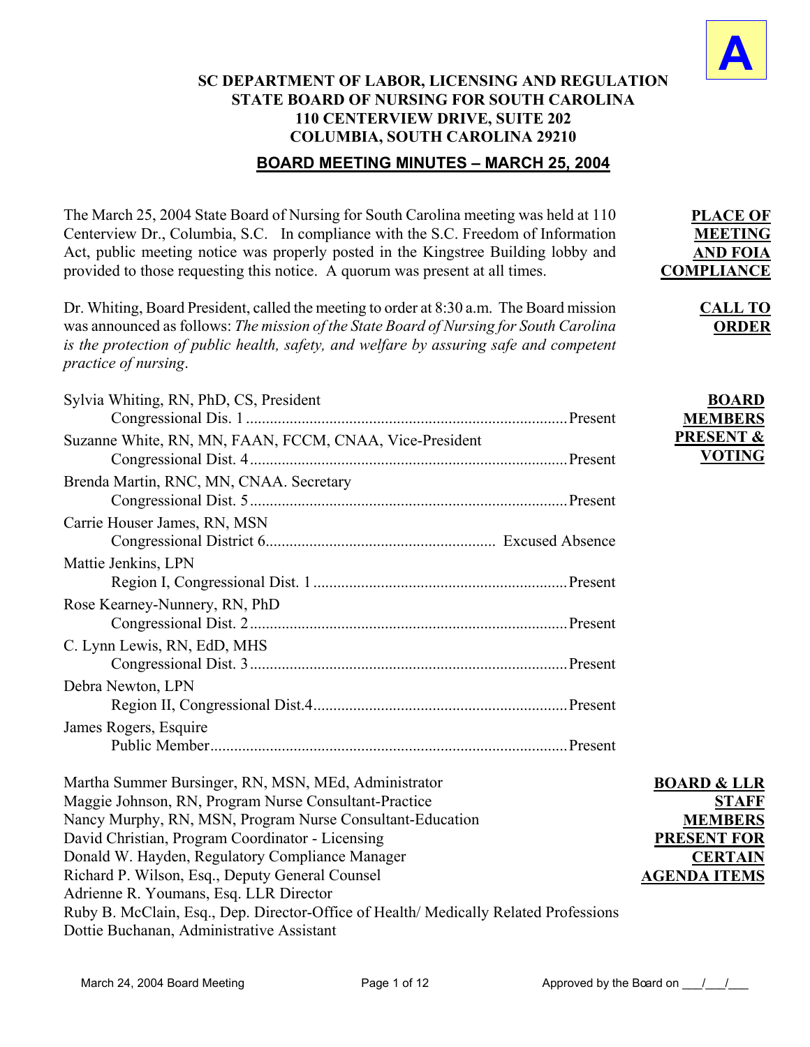**A**

# SC DEPARTMENT OF LABOR, LICENSING AND REGULATION
# STATE BOARD OF NURSING FOR SOUTH CAROLINA
## 110 CENTERVIEW DRIVE, SUITE 202
## COLUMBIA, SOUTH CAROLINA 29210

## BOARD MEETING MINUTES – MARCH 25, 2004

**PLACE OF MEETING AND FOIA COMPLIANCE**

The March 25, 2004 State Board of Nursing for South Carolina meeting was held at 110 Centerview Dr., Columbia, S.C. In compliance with the S.C. Freedom of Information Act, public meeting notice was properly posted in the Kingstree Building lobby and provided to those requesting this notice. A quorum was present at all times.

**CALL TO ORDER**

Dr. Whiting, Board President, called the meeting to order at 8:30 a.m. The Board mission was announced as follows: *The mission of the State Board of Nursing for South Carolina is the protection of public health, safety, and welfare by assuring safe and competent practice of nursing*.

**BOARD MEMBERS PRESENT & VOTING**

Sylvia Whiting, RN, PhD, CS, President
Congressional Dis. 1 .......... Present

Suzanne White, RN, MN, FAAN, FCCM, CNAA, Vice-President
Congressional Dist. 4 .......... Present

Brenda Martin, RNC, MN, CNAA. Secretary
Congressional Dist. 5 .......... Present

Carrie Houser James, RN, MSN
Congressional District 6 .......... Excused Absence

Mattie Jenkins, LPN
Region I, Congressional Dist. 1 .......... Present

Rose Kearney-Nunnery, RN, PhD
Congressional Dist. 2 .......... Present

C. Lynn Lewis, RN, EdD, MHS
Congressional Dist. 3 .......... Present

Debra Newton, LPN
Region II, Congressional Dist.4 .......... Present

James Rogers, Esquire
Public Member .......... Present

**BOARD & LLR STAFF MEMBERS PRESENT FOR CERTAIN AGENDA ITEMS**

Martha Summer Bursinger, RN, MSN, MEd, Administrator
Maggie Johnson, RN, Program Nurse Consultant-Practice
Nancy Murphy, RN, MSN, Program Nurse Consultant-Education
David Christian, Program Coordinator - Licensing
Donald W. Hayden, Regulatory Compliance Manager
Richard P. Wilson, Esq., Deputy General Counsel
Adrienne R. Youmans, Esq. LLR Director
Ruby B. McClain, Esq., Dep. Director-Office of Health/ Medically Related Professions
Dottie Buchanan, Administrative Assistant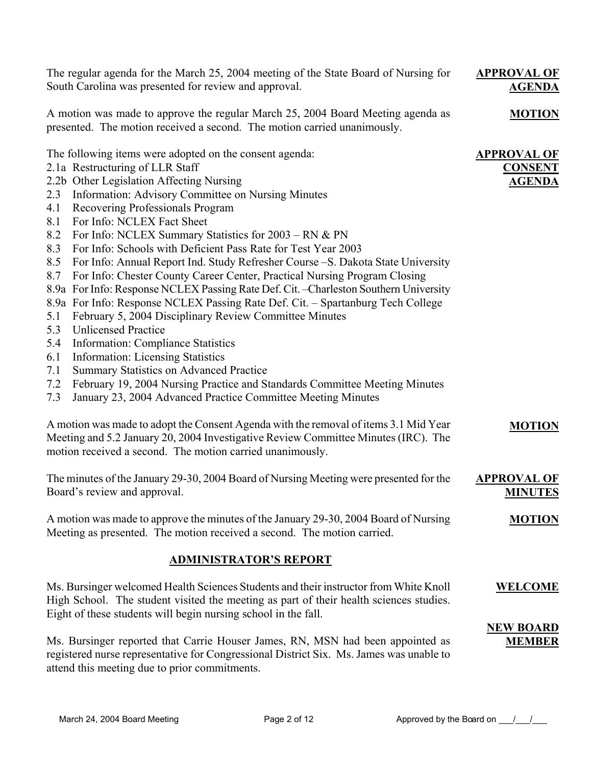The regular agenda for the March 25, 2004 meeting of the State Board of Nursing for South Carolina was presented for review and approval.

**APPROVAL OF AGENDA**

A motion was made to approve the regular March 25, 2004 Board Meeting agenda as presented. The motion received a second. The motion carried unanimously.

**MOTION**

The following items were adopted on the consent agenda:

**APPROVAL OF CONSENT AGENDA**

- 2.1a Restructuring of LLR Staff
- 2.2b Other Legislation Affecting Nursing
- 2.3 Information: Advisory Committee on Nursing Minutes
- 4.1 Recovering Professionals Program
- 8.1 For Info: NCLEX Fact Sheet
- 8.2 For Info: NCLEX Summary Statistics for 2003 – RN & PN
- 8.3 For Info: Schools with Deficient Pass Rate for Test Year 2003
- 8.5 For Info: Annual Report Ind. Study Refresher Course –S. Dakota State University
- 8.7 For Info: Chester County Career Center, Practical Nursing Program Closing
- 8.9a For Info: Response NCLEX Passing Rate Def. Cit. –Charleston Southern University
- 8.9a For Info: Response NCLEX Passing Rate Def. Cit. – Spartanburg Tech College
- 5.1 February 5, 2004 Disciplinary Review Committee Minutes
- 5.3 Unlicensed Practice
- 5.4 Information: Compliance Statistics
- 6.1 Information: Licensing Statistics
- 7.1 Summary Statistics on Advanced Practice
- 7.2 February 19, 2004 Nursing Practice and Standards Committee Meeting Minutes
- 7.3 January 23, 2004 Advanced Practice Committee Meeting Minutes

A motion was made to adopt the Consent Agenda with the removal of items 3.1 Mid Year Meeting and 5.2 January 20, 2004 Investigative Review Committee Minutes (IRC). The motion received a second. The motion carried unanimously.

**MOTION**

The minutes of the January 29-30, 2004 Board of Nursing Meeting were presented for the Board's review and approval.

**APPROVAL OF MINUTES**

A motion was made to approve the minutes of the January 29-30, 2004 Board of Nursing Meeting as presented. The motion received a second. The motion carried.

**MOTION**

## ADMINISTRATOR'S REPORT

Ms. Bursinger welcomed Health Sciences Students and their instructor from White Knoll High School. The student visited the meeting as part of their health sciences studies. Eight of these students will begin nursing school in the fall.

**WELCOME**

Ms. Bursinger reported that Carrie Houser James, RN, MSN had been appointed as registered nurse representative for Congressional District Six. Ms. James was unable to attend this meeting due to prior commitments.

**NEW BOARD MEMBER**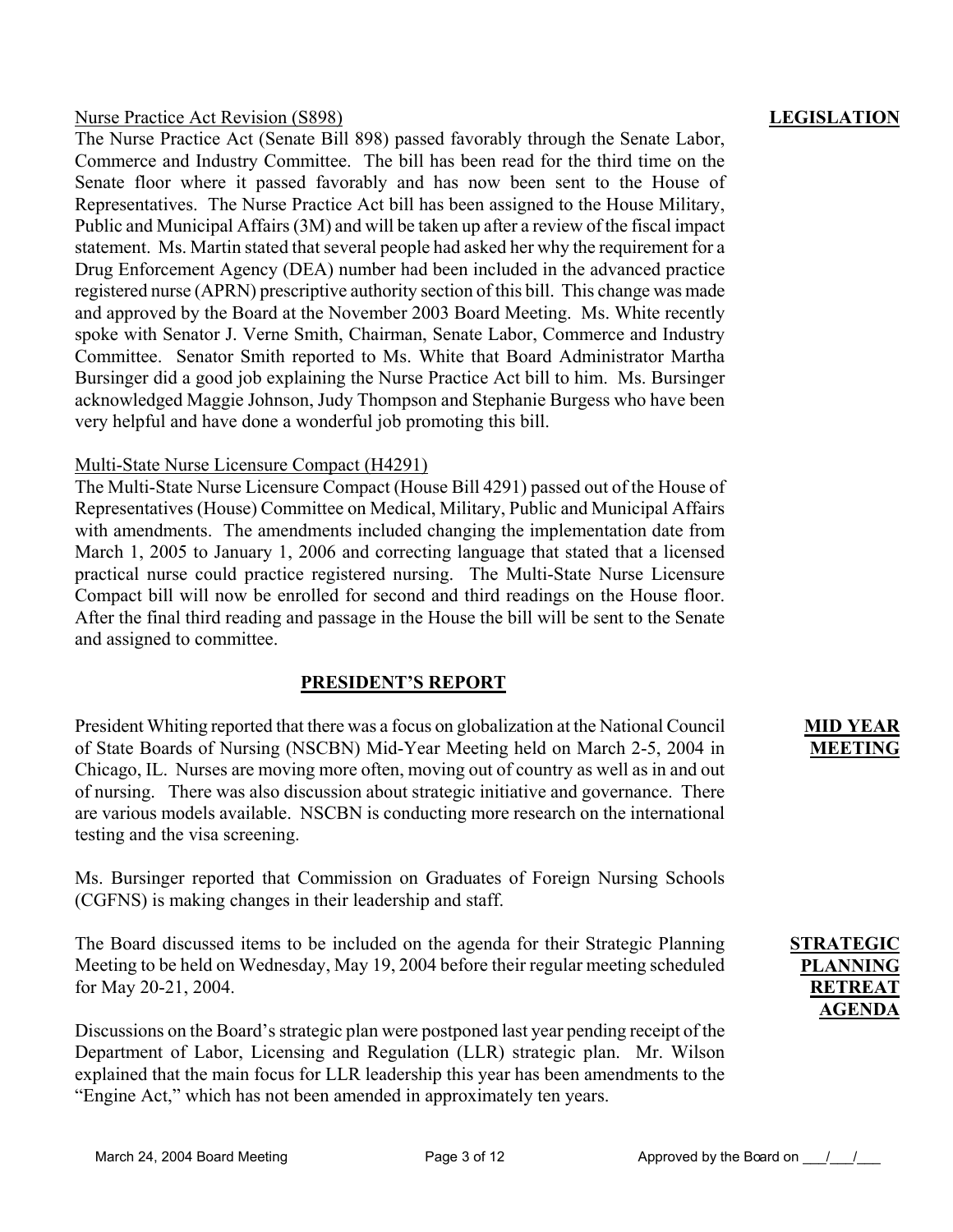**LEGISLATION**

Nurse Practice Act Revision (S898)

The Nurse Practice Act (Senate Bill 898) passed favorably through the Senate Labor, Commerce and Industry Committee. The bill has been read for the third time on the Senate floor where it passed favorably and has now been sent to the House of Representatives. The Nurse Practice Act bill has been assigned to the House Military, Public and Municipal Affairs (3M) and will be taken up after a review of the fiscal impact statement. Ms. Martin stated that several people had asked her why the requirement for a Drug Enforcement Agency (DEA) number had been included in the advanced practice registered nurse (APRN) prescriptive authority section of this bill. This change was made and approved by the Board at the November 2003 Board Meeting. Ms. White recently spoke with Senator J. Verne Smith, Chairman, Senate Labor, Commerce and Industry Committee. Senator Smith reported to Ms. White that Board Administrator Martha Bursinger did a good job explaining the Nurse Practice Act bill to him. Ms. Bursinger acknowledged Maggie Johnson, Judy Thompson and Stephanie Burgess who have been very helpful and have done a wonderful job promoting this bill.

Multi-State Nurse Licensure Compact (H4291)

The Multi-State Nurse Licensure Compact (House Bill 4291) passed out of the House of Representatives (House) Committee on Medical, Military, Public and Municipal Affairs with amendments. The amendments included changing the implementation date from March 1, 2005 to January 1, 2006 and correcting language that stated that a licensed practical nurse could practice registered nursing. The Multi-State Nurse Licensure Compact bill will now be enrolled for second and third readings on the House floor. After the final third reading and passage in the House the bill will be sent to the Senate and assigned to committee.

## PRESIDENT'S REPORT

**MID YEAR MEETING**

President Whiting reported that there was a focus on globalization at the National Council of State Boards of Nursing (NSCBN) Mid-Year Meeting held on March 2-5, 2004 in Chicago, IL. Nurses are moving more often, moving out of country as well as in and out of nursing. There was also discussion about strategic initiative and governance. There are various models available. NSCBN is conducting more research on the international testing and the visa screening.

Ms. Bursinger reported that Commission on Graduates of Foreign Nursing Schools (CGFNS) is making changes in their leadership and staff.

**STRATEGIC PLANNING RETREAT AGENDA**

The Board discussed items to be included on the agenda for their Strategic Planning Meeting to be held on Wednesday, May 19, 2004 before their regular meeting scheduled for May 20-21, 2004.

Discussions on the Board's strategic plan were postponed last year pending receipt of the Department of Labor, Licensing and Regulation (LLR) strategic plan. Mr. Wilson explained that the main focus for LLR leadership this year has been amendments to the "Engine Act," which has not been amended in approximately ten years.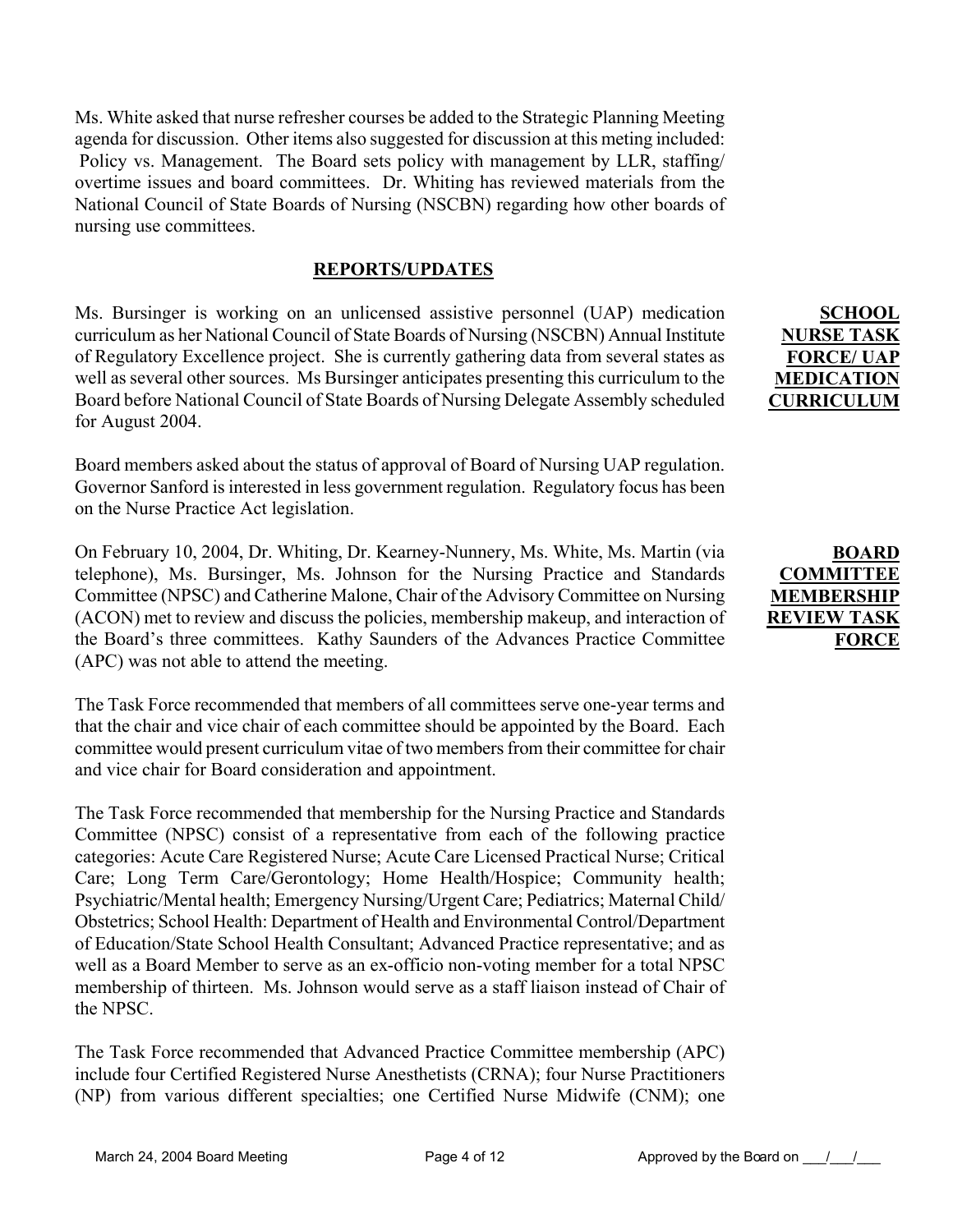Ms. White asked that nurse refresher courses be added to the Strategic Planning Meeting agenda for discussion. Other items also suggested for discussion at this meting included: Policy vs. Management. The Board sets policy with management by LLR, staffing/ overtime issues and board committees. Dr. Whiting has reviewed materials from the National Council of State Boards of Nursing (NSCBN) regarding how other boards of nursing use committees.

## REPORTS/UPDATES

**SCHOOL NURSE TASK FORCE/ UAP MEDICATION CURRICULUM**

Ms. Bursinger is working on an unlicensed assistive personnel (UAP) medication curriculum as her National Council of State Boards of Nursing (NSCBN) Annual Institute of Regulatory Excellence project. She is currently gathering data from several states as well as several other sources. Ms Bursinger anticipates presenting this curriculum to the Board before National Council of State Boards of Nursing Delegate Assembly scheduled for August 2004.

Board members asked about the status of approval of Board of Nursing UAP regulation. Governor Sanford is interested in less government regulation. Regulatory focus has been on the Nurse Practice Act legislation.

**BOARD COMMITTEE MEMBERSHIP REVIEW TASK FORCE**

On February 10, 2004, Dr. Whiting, Dr. Kearney-Nunnery, Ms. White, Ms. Martin (via telephone), Ms. Bursinger, Ms. Johnson for the Nursing Practice and Standards Committee (NPSC) and Catherine Malone, Chair of the Advisory Committee on Nursing (ACON) met to review and discuss the policies, membership makeup, and interaction of the Board's three committees. Kathy Saunders of the Advances Practice Committee (APC) was not able to attend the meeting.

The Task Force recommended that members of all committees serve one-year terms and that the chair and vice chair of each committee should be appointed by the Board. Each committee would present curriculum vitae of two members from their committee for chair and vice chair for Board consideration and appointment.

The Task Force recommended that membership for the Nursing Practice and Standards Committee (NPSC) consist of a representative from each of the following practice categories: Acute Care Registered Nurse; Acute Care Licensed Practical Nurse; Critical Care; Long Term Care/Gerontology; Home Health/Hospice; Community health; Psychiatric/Mental health; Emergency Nursing/Urgent Care; Pediatrics; Maternal Child/ Obstetrics; School Health: Department of Health and Environmental Control/Department of Education/State School Health Consultant; Advanced Practice representative; and as well as a Board Member to serve as an ex-officio non-voting member for a total NPSC membership of thirteen. Ms. Johnson would serve as a staff liaison instead of Chair of the NPSC.

The Task Force recommended that Advanced Practice Committee membership (APC) include four Certified Registered Nurse Anesthetists (CRNA); four Nurse Practitioners (NP) from various different specialties; one Certified Nurse Midwife (CNM); one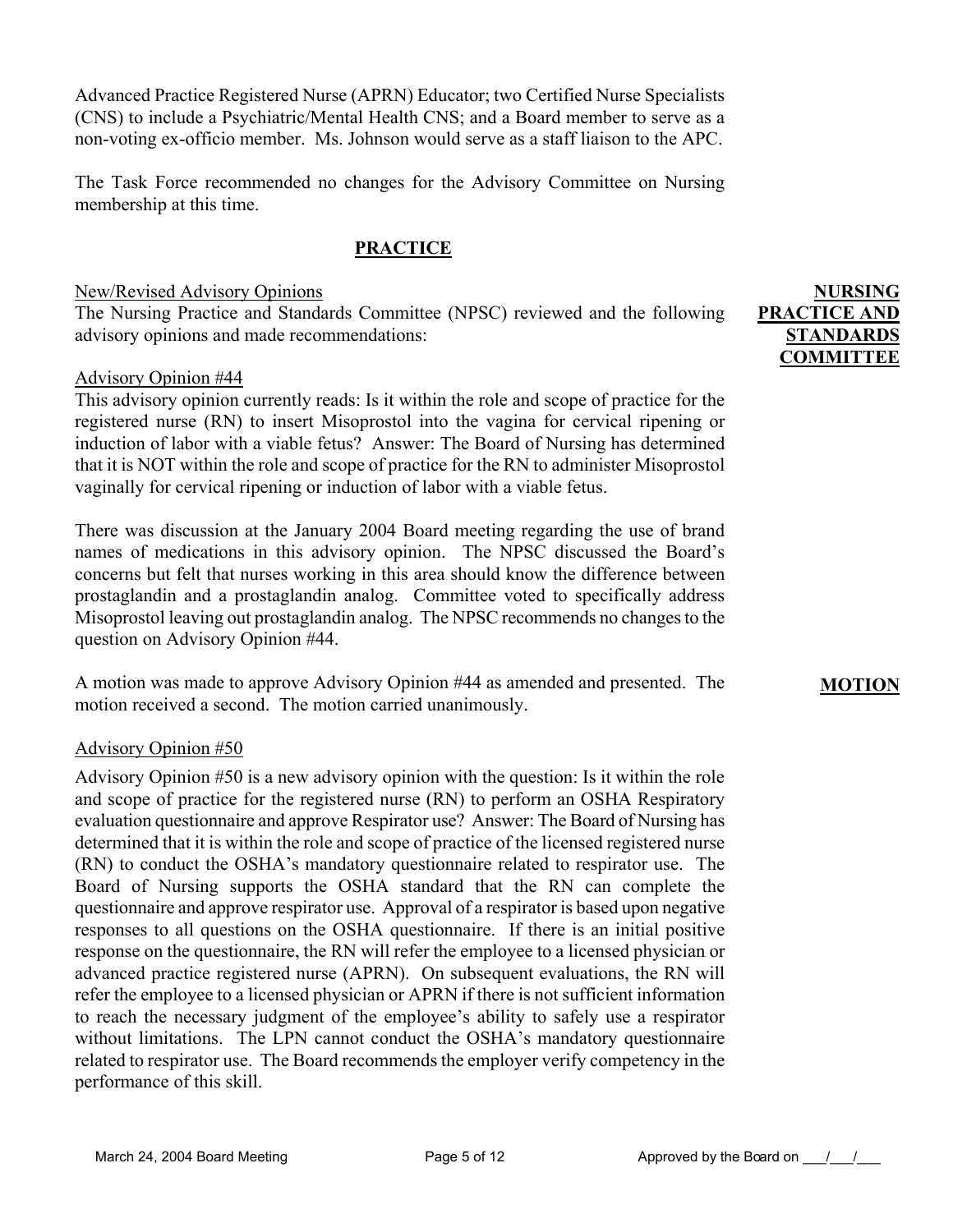Advanced Practice Registered Nurse (APRN) Educator; two Certified Nurse Specialists (CNS) to include a Psychiatric/Mental Health CNS; and a Board member to serve as a non-voting ex-officio member. Ms. Johnson would serve as a staff liaison to the APC.

The Task Force recommended no changes for the Advisory Committee on Nursing membership at this time.

## PRACTICE

**NURSING PRACTICE AND STANDARDS COMMITTEE**

New/Revised Advisory Opinions

The Nursing Practice and Standards Committee (NPSC) reviewed and the following advisory opinions and made recommendations:

Advisory Opinion #44

This advisory opinion currently reads: Is it within the role and scope of practice for the registered nurse (RN) to insert Misoprostol into the vagina for cervical ripening or induction of labor with a viable fetus? Answer: The Board of Nursing has determined that it is NOT within the role and scope of practice for the RN to administer Misoprostol vaginally for cervical ripening or induction of labor with a viable fetus.

There was discussion at the January 2004 Board meeting regarding the use of brand names of medications in this advisory opinion. The NPSC discussed the Board's concerns but felt that nurses working in this area should know the difference between prostaglandin and a prostaglandin analog. Committee voted to specifically address Misoprostol leaving out prostaglandin analog. The NPSC recommends no changes to the question on Advisory Opinion #44.

**MOTION**

A motion was made to approve Advisory Opinion #44 as amended and presented. The motion received a second. The motion carried unanimously.

Advisory Opinion #50

Advisory Opinion #50 is a new advisory opinion with the question: Is it within the role and scope of practice for the registered nurse (RN) to perform an OSHA Respiratory evaluation questionnaire and approve Respirator use? Answer: The Board of Nursing has determined that it is within the role and scope of practice of the licensed registered nurse (RN) to conduct the OSHA's mandatory questionnaire related to respirator use. The Board of Nursing supports the OSHA standard that the RN can complete the questionnaire and approve respirator use. Approval of a respirator is based upon negative responses to all questions on the OSHA questionnaire. If there is an initial positive response on the questionnaire, the RN will refer the employee to a licensed physician or advanced practice registered nurse (APRN). On subsequent evaluations, the RN will refer the employee to a licensed physician or APRN if there is not sufficient information to reach the necessary judgment of the employee's ability to safely use a respirator without limitations. The LPN cannot conduct the OSHA's mandatory questionnaire related to respirator use. The Board recommends the employer verify competency in the performance of this skill.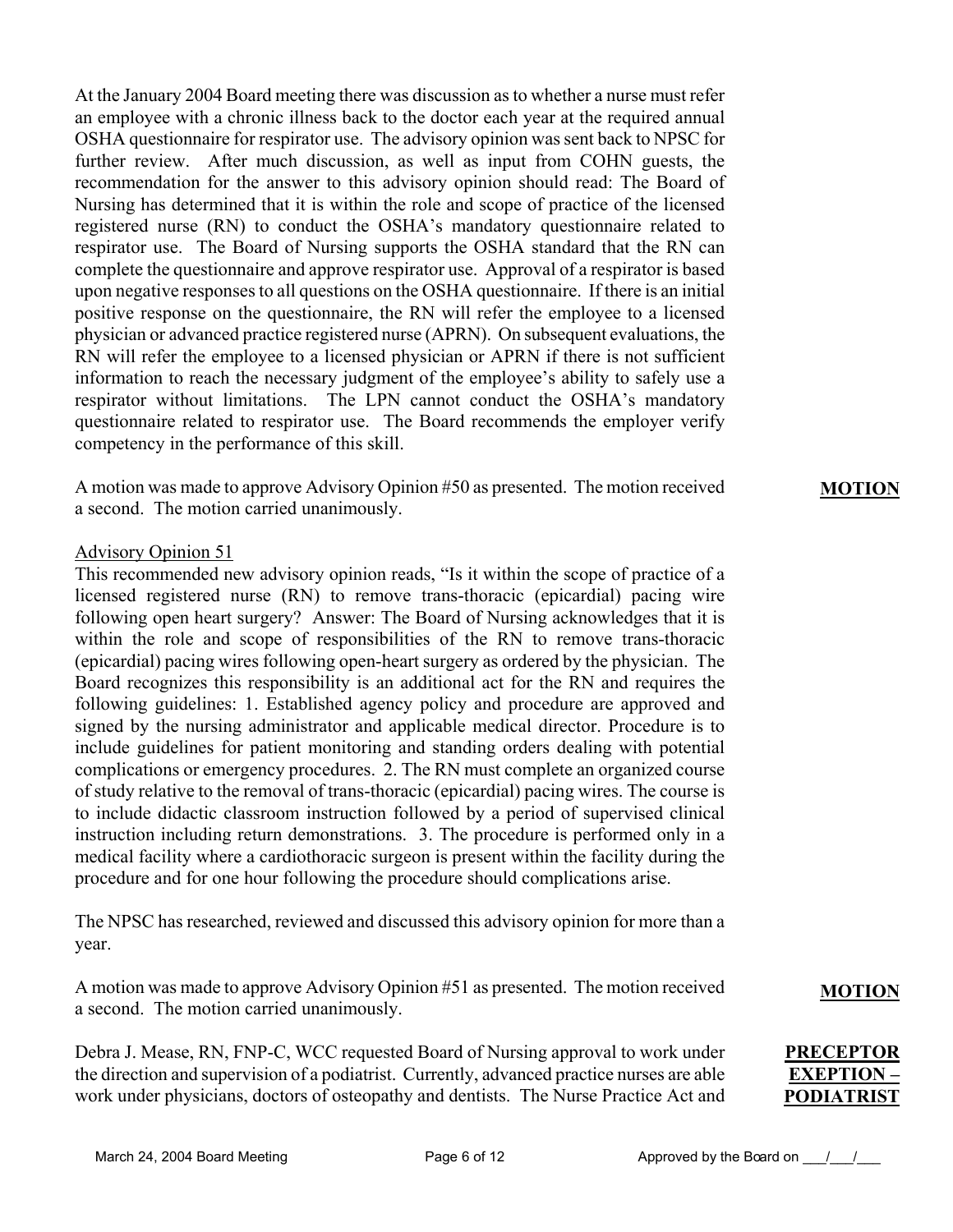At the January 2004 Board meeting there was discussion as to whether a nurse must refer an employee with a chronic illness back to the doctor each year at the required annual OSHA questionnaire for respirator use. The advisory opinion was sent back to NPSC for further review. After much discussion, as well as input from COHN guests, the recommendation for the answer to this advisory opinion should read: The Board of Nursing has determined that it is within the role and scope of practice of the licensed registered nurse (RN) to conduct the OSHA's mandatory questionnaire related to respirator use. The Board of Nursing supports the OSHA standard that the RN can complete the questionnaire and approve respirator use. Approval of a respirator is based upon negative responses to all questions on the OSHA questionnaire. If there is an initial positive response on the questionnaire, the RN will refer the employee to a licensed physician or advanced practice registered nurse (APRN). On subsequent evaluations, the RN will refer the employee to a licensed physician or APRN if there is not sufficient information to reach the necessary judgment of the employee's ability to safely use a respirator without limitations. The LPN cannot conduct the OSHA's mandatory questionnaire related to respirator use. The Board recommends the employer verify competency in the performance of this skill.

**MOTION**

A motion was made to approve Advisory Opinion #50 as presented. The motion received a second. The motion carried unanimously.

Advisory Opinion 51

This recommended new advisory opinion reads, "Is it within the scope of practice of a licensed registered nurse (RN) to remove trans-thoracic (epicardial) pacing wire following open heart surgery? Answer: The Board of Nursing acknowledges that it is within the role and scope of responsibilities of the RN to remove trans-thoracic (epicardial) pacing wires following open-heart surgery as ordered by the physician. The Board recognizes this responsibility is an additional act for the RN and requires the following guidelines: 1. Established agency policy and procedure are approved and signed by the nursing administrator and applicable medical director. Procedure is to include guidelines for patient monitoring and standing orders dealing with potential complications or emergency procedures. 2. The RN must complete an organized course of study relative to the removal of trans-thoracic (epicardial) pacing wires. The course is to include didactic classroom instruction followed by a period of supervised clinical instruction including return demonstrations. 3. The procedure is performed only in a medical facility where a cardiothoracic surgeon is present within the facility during the procedure and for one hour following the procedure should complications arise.

The NPSC has researched, reviewed and discussed this advisory opinion for more than a year.

**MOTION**

A motion was made to approve Advisory Opinion #51 as presented. The motion received a second. The motion carried unanimously.

**PRECEPTOR EXEPTION – PODIATRIST**

Debra J. Mease, RN, FNP-C, WCC requested Board of Nursing approval to work under the direction and supervision of a podiatrist. Currently, advanced practice nurses are able work under physicians, doctors of osteopathy and dentists. The Nurse Practice Act and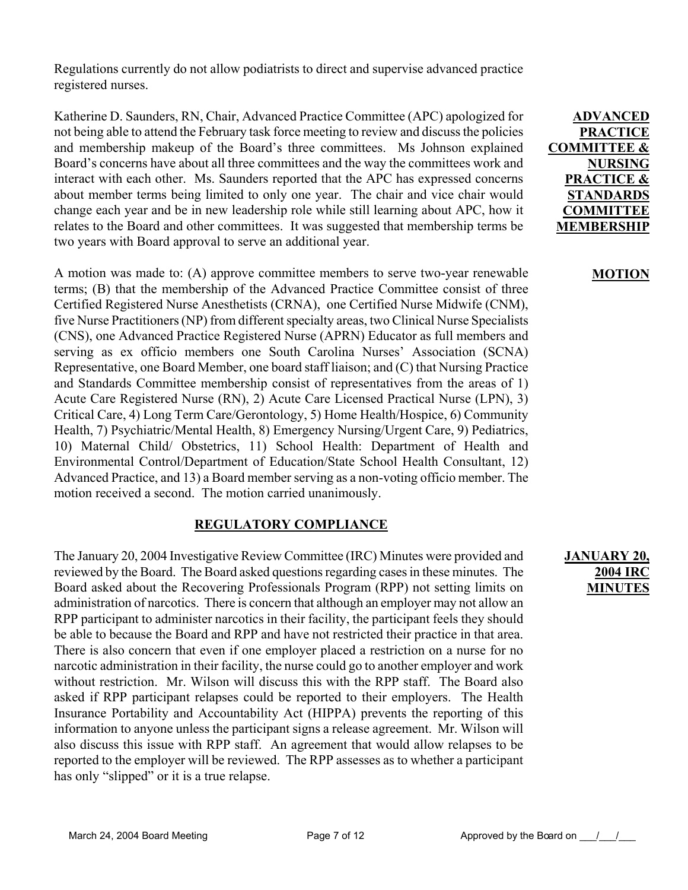Regulations currently do not allow podiatrists to direct and supervise advanced practice registered nurses.

**ADVANCED PRACTICE COMMITTEE & NURSING PRACTICE & STANDARDS COMMITTEE MEMBERSHIP**

Katherine D. Saunders, RN, Chair, Advanced Practice Committee (APC) apologized for not being able to attend the February task force meeting to review and discuss the policies and membership makeup of the Board's three committees. Ms Johnson explained Board's concerns have about all three committees and the way the committees work and interact with each other. Ms. Saunders reported that the APC has expressed concerns about member terms being limited to only one year. The chair and vice chair would change each year and be in new leadership role while still learning about APC, how it relates to the Board and other committees. It was suggested that membership terms be two years with Board approval to serve an additional year.

**MOTION**

A motion was made to: (A) approve committee members to serve two-year renewable terms; (B) that the membership of the Advanced Practice Committee consist of three Certified Registered Nurse Anesthetists (CRNA), one Certified Nurse Midwife (CNM), five Nurse Practitioners (NP) from different specialty areas, two Clinical Nurse Specialists (CNS), one Advanced Practice Registered Nurse (APRN) Educator as full members and serving as ex officio members one South Carolina Nurses' Association (SCNA) Representative, one Board Member, one board staff liaison; and (C) that Nursing Practice and Standards Committee membership consist of representatives from the areas of 1) Acute Care Registered Nurse (RN), 2) Acute Care Licensed Practical Nurse (LPN), 3) Critical Care, 4) Long Term Care/Gerontology, 5) Home Health/Hospice, 6) Community Health, 7) Psychiatric/Mental Health, 8) Emergency Nursing/Urgent Care, 9) Pediatrics, 10) Maternal Child/ Obstetrics, 11) School Health: Department of Health and Environmental Control/Department of Education/State School Health Consultant, 12) Advanced Practice, and 13) a Board member serving as a non-voting officio member. The motion received a second. The motion carried unanimously.

## REGULATORY COMPLIANCE

**JANUARY 20, 2004 IRC MINUTES**

The January 20, 2004 Investigative Review Committee (IRC) Minutes were provided and reviewed by the Board. The Board asked questions regarding cases in these minutes. The Board asked about the Recovering Professionals Program (RPP) not setting limits on administration of narcotics. There is concern that although an employer may not allow an RPP participant to administer narcotics in their facility, the participant feels they should be able to because the Board and RPP and have not restricted their practice in that area. There is also concern that even if one employer placed a restriction on a nurse for no narcotic administration in their facility, the nurse could go to another employer and work without restriction. Mr. Wilson will discuss this with the RPP staff. The Board also asked if RPP participant relapses could be reported to their employers. The Health Insurance Portability and Accountability Act (HIPPA) prevents the reporting of this information to anyone unless the participant signs a release agreement. Mr. Wilson will also discuss this issue with RPP staff. An agreement that would allow relapses to be reported to the employer will be reviewed. The RPP assesses as to whether a participant has only "slipped" or it is a true relapse.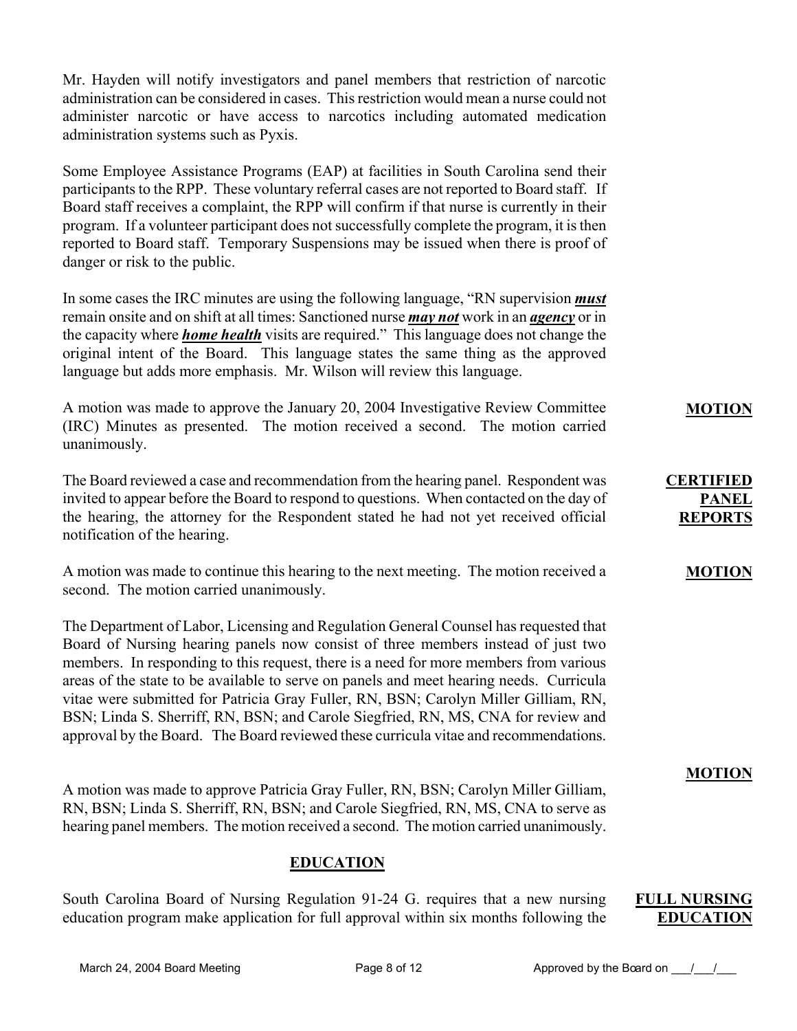Mr. Hayden will notify investigators and panel members that restriction of narcotic administration can be considered in cases. This restriction would mean a nurse could not administer narcotic or have access to narcotics including automated medication administration systems such as Pyxis.

Some Employee Assistance Programs (EAP) at facilities in South Carolina send their participants to the RPP. These voluntary referral cases are not reported to Board staff. If Board staff receives a complaint, the RPP will confirm if that nurse is currently in their program. If a volunteer participant does not successfully complete the program, it is then reported to Board staff. Temporary Suspensions may be issued when there is proof of danger or risk to the public.

In some cases the IRC minutes are using the following language, "RN supervision ***must*** remain onsite and on shift at all times: Sanctioned nurse ***may not*** work in an ***agency*** or in the capacity where ***home health*** visits are required." This language does not change the original intent of the Board. This language states the same thing as the approved language but adds more emphasis. Mr. Wilson will review this language.

**MOTION**

A motion was made to approve the January 20, 2004 Investigative Review Committee (IRC) Minutes as presented. The motion received a second. The motion carried unanimously.

**CERTIFIED PANEL REPORTS**

The Board reviewed a case and recommendation from the hearing panel. Respondent was invited to appear before the Board to respond to questions. When contacted on the day of the hearing, the attorney for the Respondent stated he had not yet received official notification of the hearing.

**MOTION**

A motion was made to continue this hearing to the next meeting. The motion received a second. The motion carried unanimously.

The Department of Labor, Licensing and Regulation General Counsel has requested that Board of Nursing hearing panels now consist of three members instead of just two members. In responding to this request, there is a need for more members from various areas of the state to be available to serve on panels and meet hearing needs. Curricula vitae were submitted for Patricia Gray Fuller, RN, BSN; Carolyn Miller Gilliam, RN, BSN; Linda S. Sherriff, RN, BSN; and Carole Siegfried, RN, MS, CNA for review and approval by the Board. The Board reviewed these curricula vitae and recommendations.

**MOTION**

A motion was made to approve Patricia Gray Fuller, RN, BSN; Carolyn Miller Gilliam, RN, BSN; Linda S. Sherriff, RN, BSN; and Carole Siegfried, RN, MS, CNA to serve as hearing panel members. The motion received a second. The motion carried unanimously.

## EDUCATION

**FULL NURSING EDUCATION**

South Carolina Board of Nursing Regulation 91-24 G. requires that a new nursing education program make application for full approval within six months following the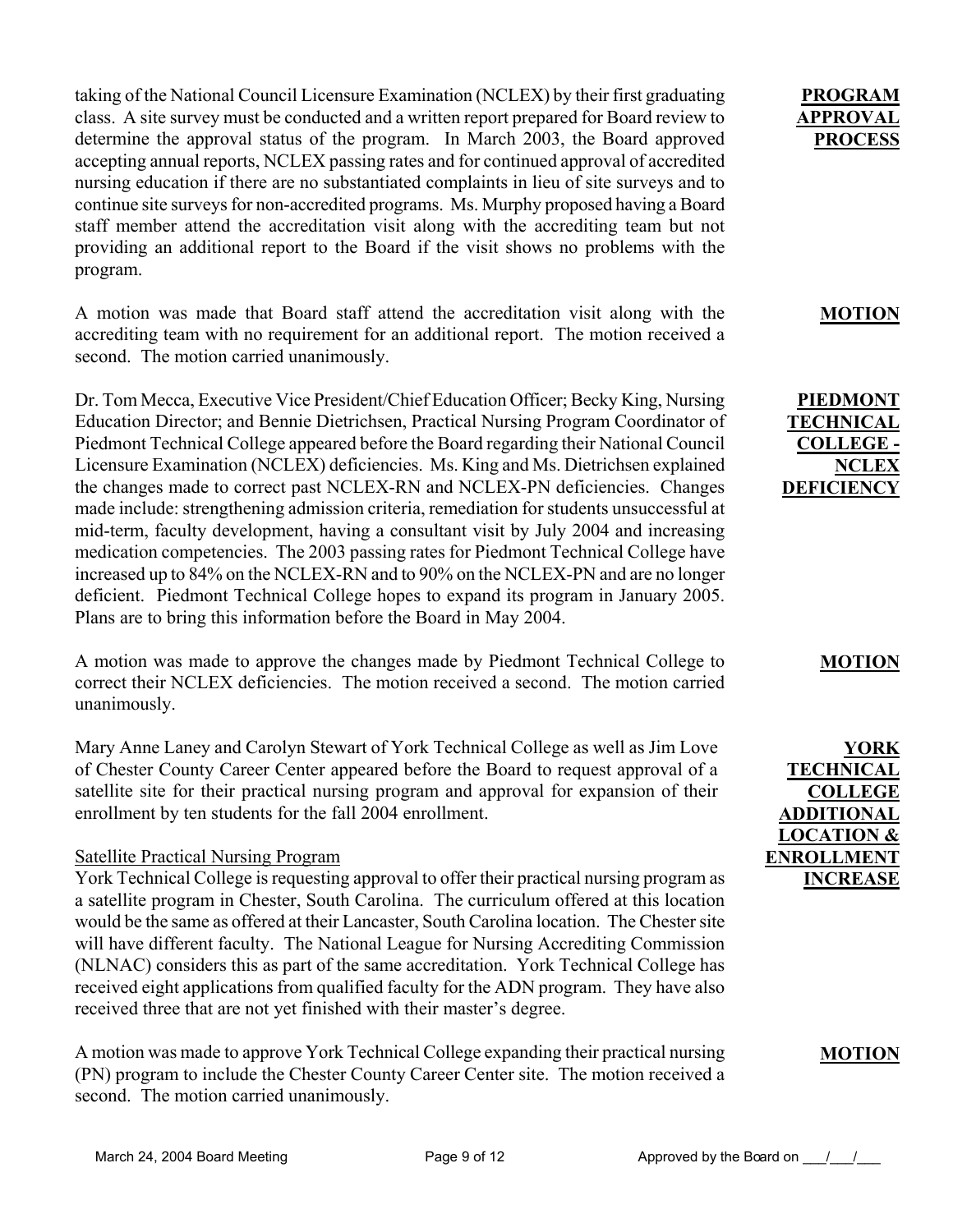**PROGRAM APPROVAL PROCESS**

taking of the National Council Licensure Examination (NCLEX) by their first graduating class. A site survey must be conducted and a written report prepared for Board review to determine the approval status of the program. In March 2003, the Board approved accepting annual reports, NCLEX passing rates and for continued approval of accredited nursing education if there are no substantiated complaints in lieu of site surveys and to continue site surveys for non-accredited programs. Ms. Murphy proposed having a Board staff member attend the accreditation visit along with the accrediting team but not providing an additional report to the Board if the visit shows no problems with the program.

**MOTION**

A motion was made that Board staff attend the accreditation visit along with the accrediting team with no requirement for an additional report. The motion received a second. The motion carried unanimously.

**PIEDMONT TECHNICAL COLLEGE - NCLEX DEFICIENCY**

Dr. Tom Mecca, Executive Vice President/Chief Education Officer; Becky King, Nursing Education Director; and Bennie Dietrichsen, Practical Nursing Program Coordinator of Piedmont Technical College appeared before the Board regarding their National Council Licensure Examination (NCLEX) deficiencies. Ms. King and Ms. Dietrichsen explained the changes made to correct past NCLEX-RN and NCLEX-PN deficiencies. Changes made include: strengthening admission criteria, remediation for students unsuccessful at mid-term, faculty development, having a consultant visit by July 2004 and increasing medication competencies. The 2003 passing rates for Piedmont Technical College have increased up to 84% on the NCLEX-RN and to 90% on the NCLEX-PN and are no longer deficient. Piedmont Technical College hopes to expand its program in January 2005. Plans are to bring this information before the Board in May 2004.

**MOTION**

A motion was made to approve the changes made by Piedmont Technical College to correct their NCLEX deficiencies. The motion received a second. The motion carried unanimously.

**YORK TECHNICAL COLLEGE ADDITIONAL LOCATION & ENROLLMENT INCREASE**

Mary Anne Laney and Carolyn Stewart of York Technical College as well as Jim Love of Chester County Career Center appeared before the Board to request approval of a satellite site for their practical nursing program and approval for expansion of their enrollment by ten students for the fall 2004 enrollment.

Satellite Practical Nursing Program

York Technical College is requesting approval to offer their practical nursing program as a satellite program in Chester, South Carolina. The curriculum offered at this location would be the same as offered at their Lancaster, South Carolina location. The Chester site will have different faculty. The National League for Nursing Accrediting Commission (NLNAC) considers this as part of the same accreditation. York Technical College has received eight applications from qualified faculty for the ADN program. They have also received three that are not yet finished with their master's degree.

**MOTION**

A motion was made to approve York Technical College expanding their practical nursing (PN) program to include the Chester County Career Center site. The motion received a second. The motion carried unanimously.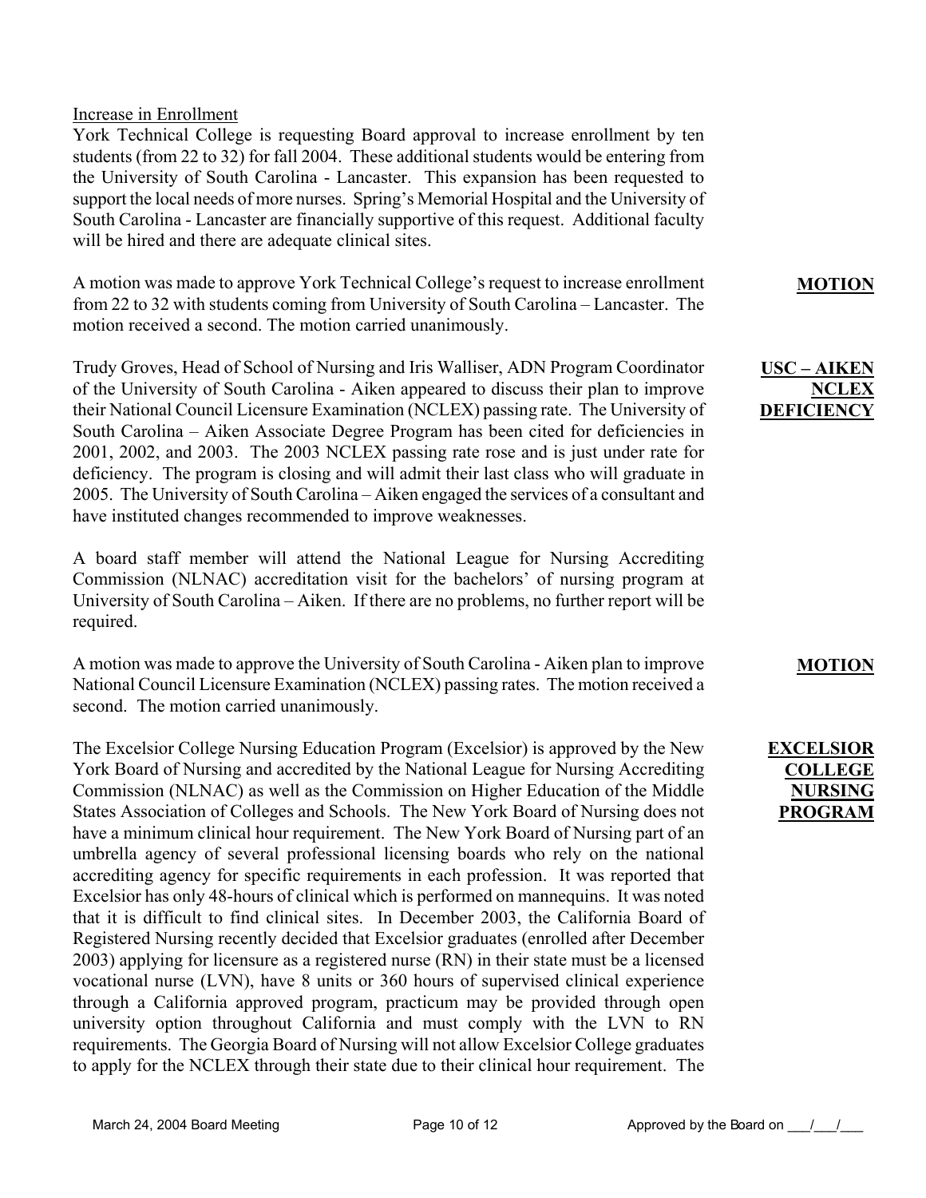Increase in Enrollment

York Technical College is requesting Board approval to increase enrollment by ten students (from 22 to 32) for fall 2004. These additional students would be entering from the University of South Carolina - Lancaster. This expansion has been requested to support the local needs of more nurses. Spring's Memorial Hospital and the University of South Carolina - Lancaster are financially supportive of this request. Additional faculty will be hired and there are adequate clinical sites.

**MOTION**

A motion was made to approve York Technical College's request to increase enrollment from 22 to 32 with students coming from University of South Carolina – Lancaster. The motion received a second. The motion carried unanimously.

**USC – AIKEN NCLEX DEFICIENCY**

Trudy Groves, Head of School of Nursing and Iris Walliser, ADN Program Coordinator of the University of South Carolina - Aiken appeared to discuss their plan to improve their National Council Licensure Examination (NCLEX) passing rate. The University of South Carolina – Aiken Associate Degree Program has been cited for deficiencies in 2001, 2002, and 2003. The 2003 NCLEX passing rate rose and is just under rate for deficiency. The program is closing and will admit their last class who will graduate in 2005. The University of South Carolina – Aiken engaged the services of a consultant and have instituted changes recommended to improve weaknesses.

A board staff member will attend the National League for Nursing Accrediting Commission (NLNAC) accreditation visit for the bachelors' of nursing program at University of South Carolina – Aiken. If there are no problems, no further report will be required.

**MOTION**

A motion was made to approve the University of South Carolina - Aiken plan to improve National Council Licensure Examination (NCLEX) passing rates. The motion received a second. The motion carried unanimously.

**EXCELSIOR COLLEGE NURSING PROGRAM**

The Excelsior College Nursing Education Program (Excelsior) is approved by the New York Board of Nursing and accredited by the National League for Nursing Accrediting Commission (NLNAC) as well as the Commission on Higher Education of the Middle States Association of Colleges and Schools. The New York Board of Nursing does not have a minimum clinical hour requirement. The New York Board of Nursing part of an umbrella agency of several professional licensing boards who rely on the national accrediting agency for specific requirements in each profession. It was reported that Excelsior has only 48-hours of clinical which is performed on mannequins. It was noted that it is difficult to find clinical sites. In December 2003, the California Board of Registered Nursing recently decided that Excelsior graduates (enrolled after December 2003) applying for licensure as a registered nurse (RN) in their state must be a licensed vocational nurse (LVN), have 8 units or 360 hours of supervised clinical experience through a California approved program, practicum may be provided through open university option throughout California and must comply with the LVN to RN requirements. The Georgia Board of Nursing will not allow Excelsior College graduates to apply for the NCLEX through their state due to their clinical hour requirement. The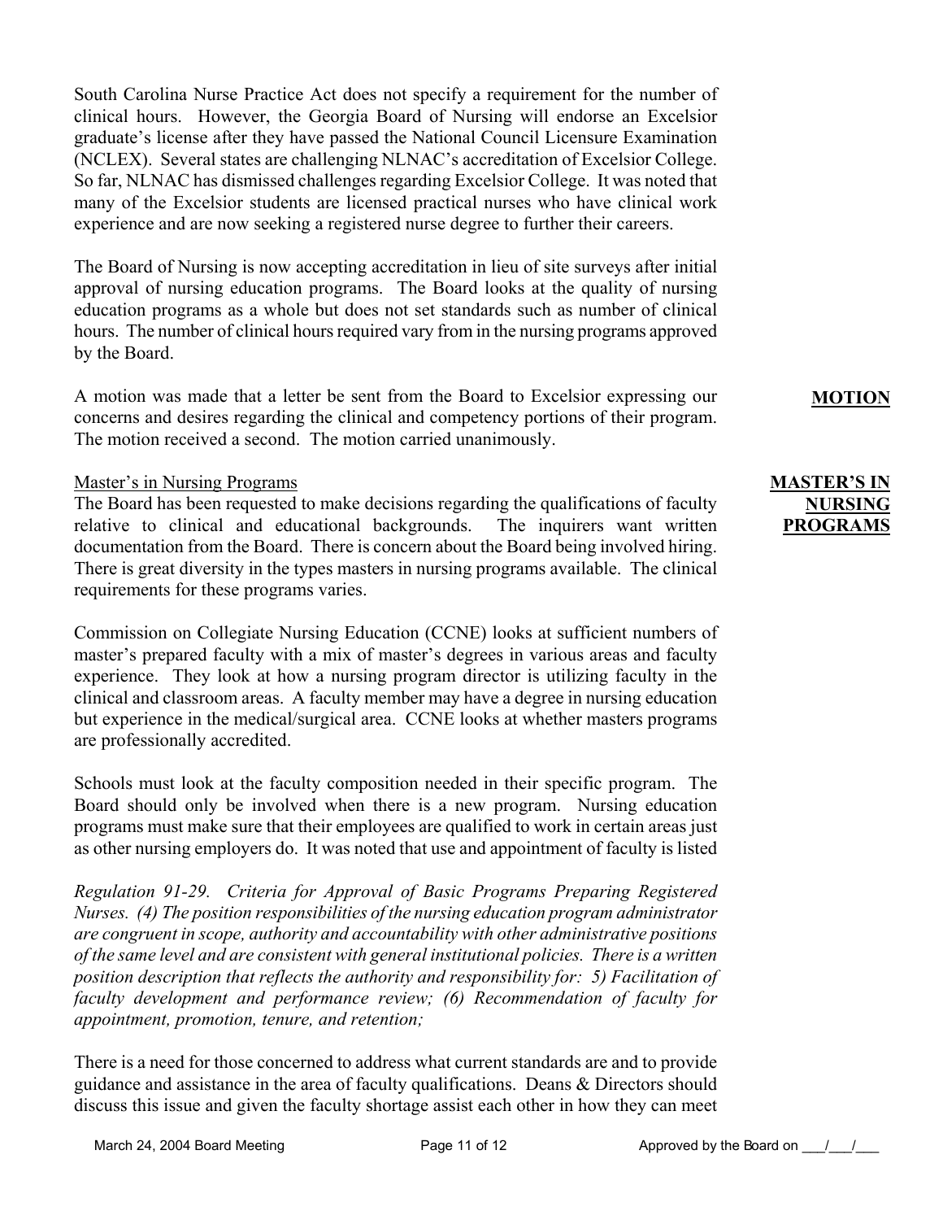South Carolina Nurse Practice Act does not specify a requirement for the number of clinical hours. However, the Georgia Board of Nursing will endorse an Excelsior graduate's license after they have passed the National Council Licensure Examination (NCLEX). Several states are challenging NLNAC's accreditation of Excelsior College. So far, NLNAC has dismissed challenges regarding Excelsior College. It was noted that many of the Excelsior students are licensed practical nurses who have clinical work experience and are now seeking a registered nurse degree to further their careers.

The Board of Nursing is now accepting accreditation in lieu of site surveys after initial approval of nursing education programs. The Board looks at the quality of nursing education programs as a whole but does not set standards such as number of clinical hours. The number of clinical hours required vary from in the nursing programs approved by the Board.

**MOTION**

A motion was made that a letter be sent from the Board to Excelsior expressing our concerns and desires regarding the clinical and competency portions of their program. The motion received a second. The motion carried unanimously.

**MASTER'S IN NURSING PROGRAMS**

Master's in Nursing Programs
The Board has been requested to make decisions regarding the qualifications of faculty relative to clinical and educational backgrounds. The inquirers want written documentation from the Board. There is concern about the Board being involved hiring. There is great diversity in the types masters in nursing programs available. The clinical requirements for these programs varies.

Commission on Collegiate Nursing Education (CCNE) looks at sufficient numbers of master's prepared faculty with a mix of master's degrees in various areas and faculty experience. They look at how a nursing program director is utilizing faculty in the clinical and classroom areas. A faculty member may have a degree in nursing education but experience in the medical/surgical area. CCNE looks at whether masters programs are professionally accredited.

Schools must look at the faculty composition needed in their specific program. The Board should only be involved when there is a new program. Nursing education programs must make sure that their employees are qualified to work in certain areas just as other nursing employers do. It was noted that use and appointment of faculty is listed

*Regulation 91-29. Criteria for Approval of Basic Programs Preparing Registered Nurses. (4) The position responsibilities of the nursing education program administrator are congruent in scope, authority and accountability with other administrative positions of the same level and are consistent with general institutional policies. There is a written position description that reflects the authority and responsibility for: 5) Facilitation of faculty development and performance review; (6) Recommendation of faculty for appointment, promotion, tenure, and retention;*

There is a need for those concerned to address what current standards are and to provide guidance and assistance in the area of faculty qualifications. Deans & Directors should discuss this issue and given the faculty shortage assist each other in how they can meet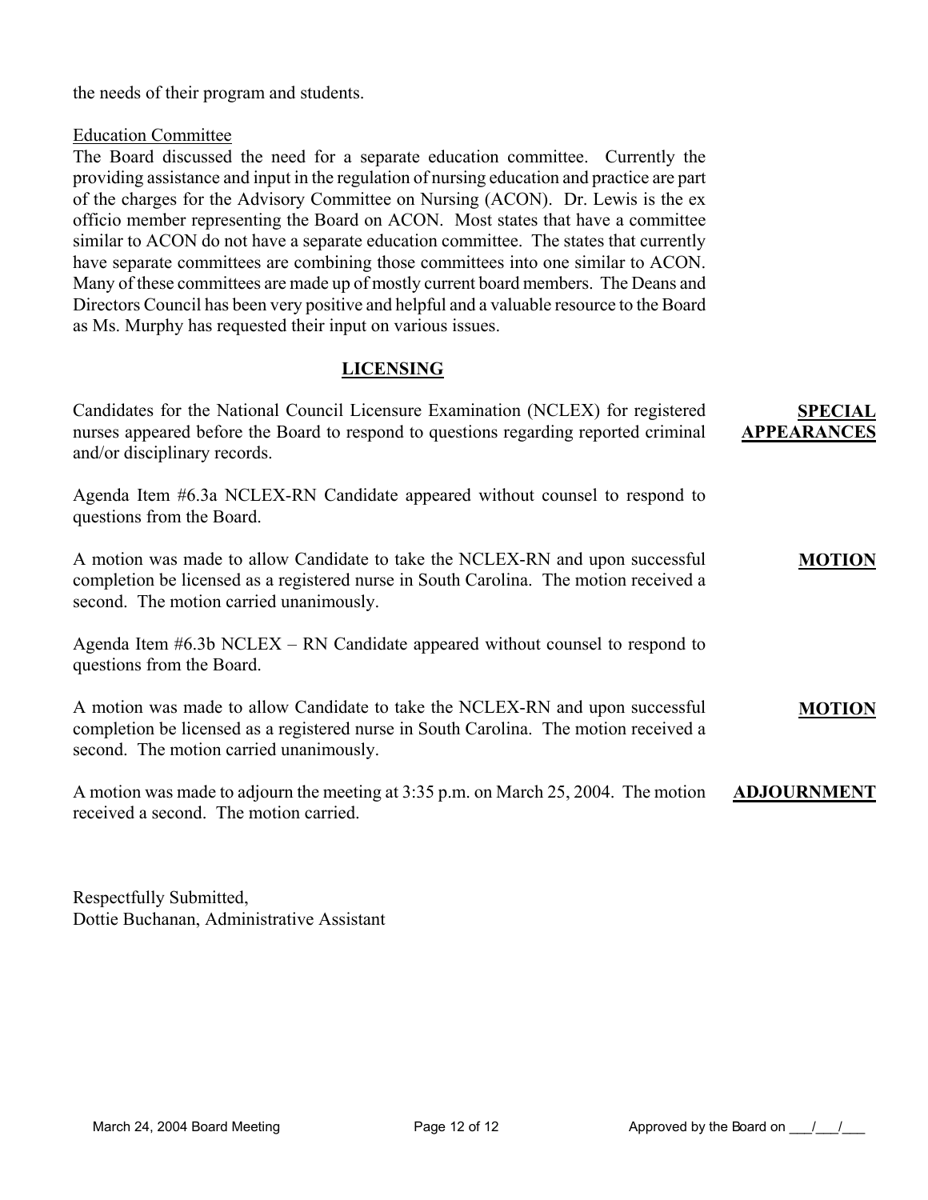the needs of their program and students.

Education Committee

The Board discussed the need for a separate education committee. Currently the providing assistance and input in the regulation of nursing education and practice are part of the charges for the Advisory Committee on Nursing (ACON). Dr. Lewis is the ex officio member representing the Board on ACON. Most states that have a committee similar to ACON do not have a separate education committee. The states that currently have separate committees are combining those committees into one similar to ACON. Many of these committees are made up of mostly current board members. The Deans and Directors Council has been very positive and helpful and a valuable resource to the Board as Ms. Murphy has requested their input on various issues.

## LICENSING

**SPECIAL APPEARANCES**

Candidates for the National Council Licensure Examination (NCLEX) for registered nurses appeared before the Board to respond to questions regarding reported criminal and/or disciplinary records.

Agenda Item #6.3a NCLEX-RN Candidate appeared without counsel to respond to questions from the Board.

**MOTION**

A motion was made to allow Candidate to take the NCLEX-RN and upon successful completion be licensed as a registered nurse in South Carolina. The motion received a second. The motion carried unanimously.

Agenda Item #6.3b NCLEX – RN Candidate appeared without counsel to respond to questions from the Board.

**MOTION**

A motion was made to allow Candidate to take the NCLEX-RN and upon successful completion be licensed as a registered nurse in South Carolina. The motion received a second. The motion carried unanimously.

**ADJOURNMENT**

A motion was made to adjourn the meeting at 3:35 p.m. on March 25, 2004. The motion received a second. The motion carried.

Respectfully Submitted,
Dottie Buchanan, Administrative Assistant